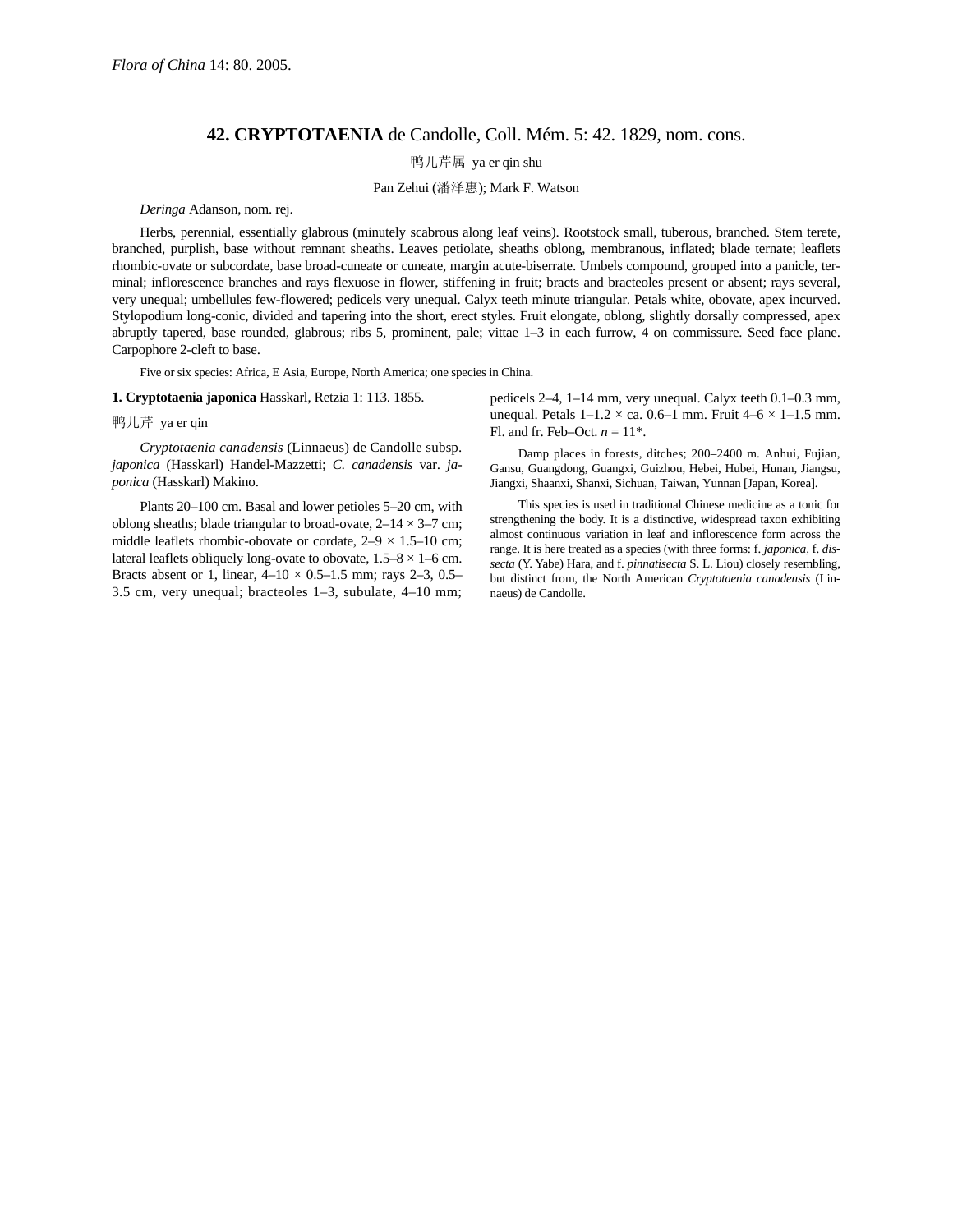*Flora of China* 14: 80. 2005.

# 42. CRYPTOTAENIA de Candolle, Coll. Mém. 5: 42. 1829, nom. cons.

鸭儿芹属 ya er qin shu

Pan Zehui (潘泽惠); Mark F. Watson

*Deringa* Adanson, nom. rej.

Herbs, perennial, essentially glabrous (minutely scabrous along leaf veins). Rootstock small, tuberous, branched. Stem terete, branched, purplish, base without remnant sheaths. Leaves petiolate, sheaths oblong, membranous, inflated; blade ternate; leaflets rhombic-ovate or subcordate, base broad-cuneate or cuneate, margin acute-biserrate. Umbels compound, grouped into a panicle, terminal; inflorescence branches and rays flexuose in flower, stiffening in fruit; bracts and bracteoles present or absent; rays several, very unequal; umbellules few-flowered; pedicels very unequal. Calyx teeth minute triangular. Petals white, obovate, apex incurved. Stylopodium long-conic, divided and tapering into the short, erect styles. Fruit elongate, oblong, slightly dorsally compressed, apex abruptly tapered, base rounded, glabrous; ribs 5, prominent, pale; vittae 1–3 in each furrow, 4 on commissure. Seed face plane. Carpophore 2-cleft to base.

Five or six species: Africa, E Asia, Europe, North America; one species in China.

**1. Cryptotaenia japonica** Hasskarl, Retzia 1: 113. 1855.

鸭儿芹 ya er qin

*Cryptotaenia canadensis* (Linnaeus) de Candolle subsp. *japonica* (Hasskarl) Handel-Mazzetti; *C. canadensis* var. *japonica* (Hasskarl) Makino.

Plants 20–100 cm. Basal and lower petioles 5–20 cm, with oblong sheaths; blade triangular to broad-ovate, 2–14 × 3–7 cm; middle leaflets rhombic-obovate or cordate, 2–9 × 1.5–10 cm; lateral leaflets obliquely long-ovate to obovate, 1.5–8 × 1–6 cm. Bracts absent or 1, linear, 4–10 × 0.5–1.5 mm; rays 2–3, 0.5–3.5 cm, very unequal; bracteoles 1–3, subulate, 4–10 mm; pedicels 2–4, 1–14 mm, very unequal. Calyx teeth 0.1–0.3 mm, unequal. Petals 1–1.2 × ca. 0.6–1 mm. Fruit 4–6 × 1–1.5 mm. Fl. and fr. Feb–Oct. $n = 11$*.

Damp places in forests, ditches; 200–2400 m. Anhui, Fujian, Gansu, Guangdong, Guangxi, Guizhou, Hebei, Hubei, Hunan, Jiangsu, Jiangxi, Shaanxi, Shanxi, Sichuan, Taiwan, Yunnan [Japan, Korea].

This species is used in traditional Chinese medicine as a tonic for strengthening the body. It is a distinctive, widespread taxon exhibiting almost continuous variation in leaf and inflorescence form across the range. It is here treated as a species (with three forms: f. *japonica*, f. *dissecta* (Y. Yabe) Hara, and f. *pinnatisecta* S. L. Liou) closely resembling, but distinct from, the North American *Cryptotaenia canadensis* (Linnaeus) de Candolle.